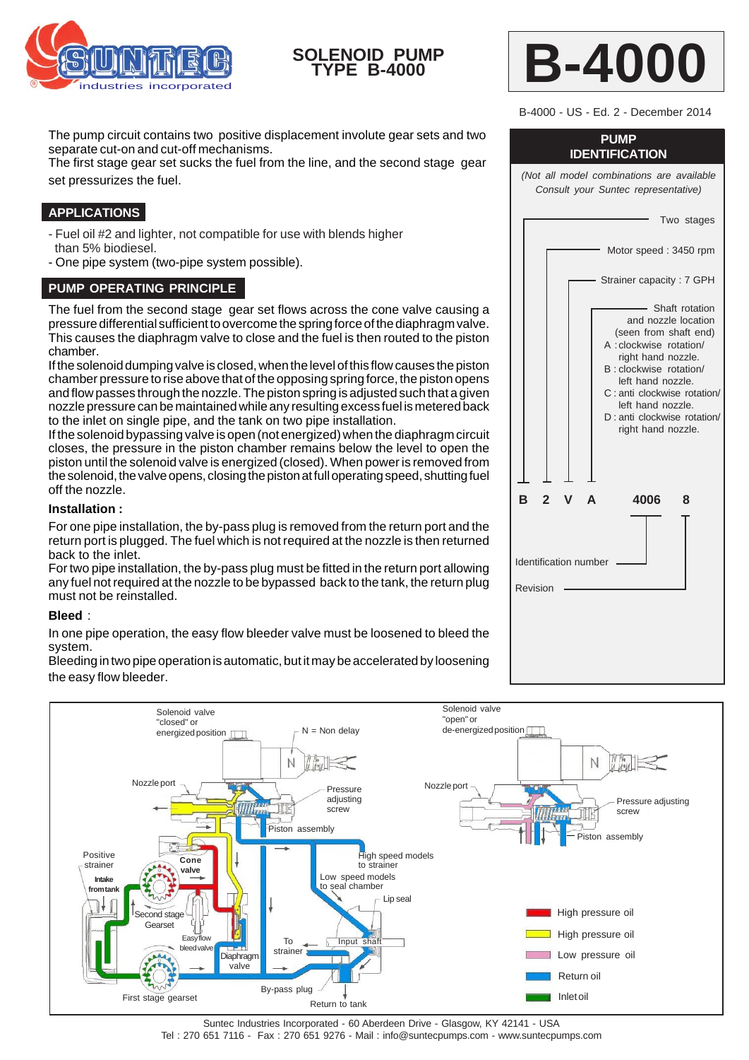# SOLENOID PUMP TYPE B-4000

# B-4000

B-4000 - US - Ed. 2 - December 2014

The pump circuit contains two positive displacement involute gear sets and two separate cut-on and cut-off mechanisms.
The first stage gear set sucks the fuel from the line, and the second stage gear set pressurizes the fuel.

## APPLICATIONS

- Fuel oil #2 and lighter, not compatible for use with blends higher than 5% biodiesel.
- One pipe system (two-pipe system possible).

## PUMP OPERATING PRINCIPLE

The fuel from the second stage gear set flows across the cone valve causing a pressure differential sufficient to overcome the spring force of the diaphragm valve. This causes the diaphragm valve to close and the fuel is then routed to the piston chamber.
If the solenoid dumping valve is closed, when the level of this flow causes the piston chamber pressure to rise above that of the opposing spring force, the piston opens and flow passes through the nozzle. The piston spring is adjusted such that a given nozzle pressure can be maintained while any resulting excess fuel is metered back to the inlet on single pipe, and the tank on two pipe installation.
If the solenoid bypassing valve is open (not energized) when the diaphragm circuit closes, the pressure in the piston chamber remains below the level to open the piston until the solenoid valve is energized (closed). When power is removed from the solenoid, the valve opens, closing the piston at full operating speed, shutting fuel off the nozzle.

### Installation :

For one pipe installation, the by-pass plug is removed from the return port and the return port is plugged. The fuel which is not required at the nozzle is then returned back to the inlet.
For two pipe installation, the by-pass plug must be fitted in the return port allowing any fuel not required at the nozzle to be bypassed back to the tank, the return plug must not be reinstalled.

### Bleed :

In one pipe operation, the easy flow bleeder valve must be loosened to bleed the system.
Bleeding in two pipe operation is automatic, but it may be accelerated by loosening the easy flow bleeder.

## PUMP IDENTIFICATION

*(Not all model combinations are available Consult your Suntec representative)*

**B 2 V A 4006 8**

- B — Two stages
- 2 — Motor speed : 3450 rpm
- V — Strainer capacity : 7 GPH
- A — Shaft rotation and nozzle location (seen from shaft end)
  - A : clockwise rotation/ right hand nozzle.
  - B : clockwise rotation/ left hand nozzle.
  - C : anti clockwise rotation/ left hand nozzle.
  - D : anti clockwise rotation/ right hand nozzle.
- 4006 — Identification number
- 8 — Revision

Solenoid valve "closed" or energized position — N = Non delay — Nozzle port — Pressure adjusting screw — Piston assembly — Positive strainer — Cone valve — Intake from tank — High speed models to strainer — Low speed models to seal chamber — Lip seal — Second stage Gearset — Easy flow bleed valve — Diaphragm valve — To strainer — Input shaft — First stage gearset — By-pass plug — Return to tank

Solenoid valve "open" or de-energized position — Nozzle port — Pressure adjusting screw — Piston assembly

- High pressure oil (red)
- High pressure oil (yellow)
- Low pressure oil
- Return oil
- Inlet oil

Suntec Industries Incorporated - 60 Aberdeen Drive - Glasgow, KY 42141 - USA
Tel : 270 651 7116 - Fax : 270 651 9276 - Mail : info@suntecpumps.com - www.suntecpumps.com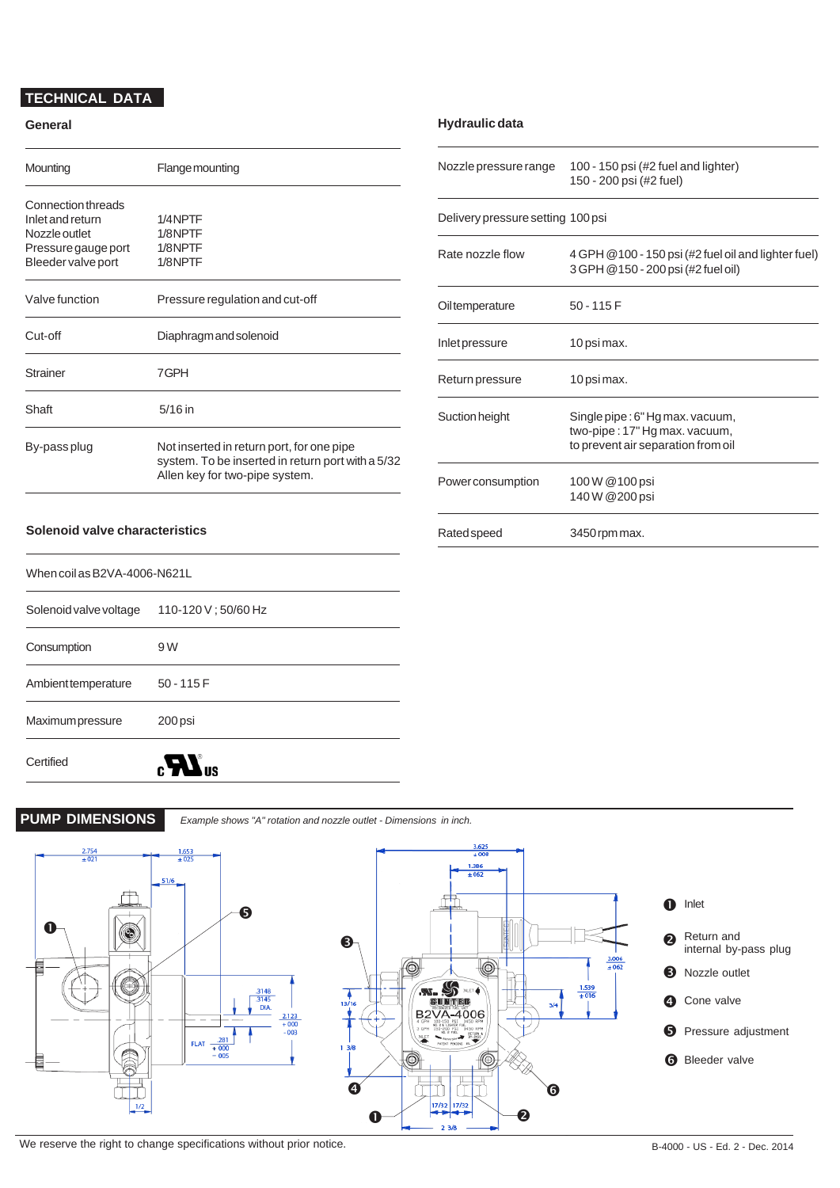# TECHNICAL DATA

## General

| | |
|---|---|
| Mounting | Flange mounting |
| Connection threads<br>Inlet and return<br>Nozzle outlet<br>Pressure gauge port<br>Bleeder valve port | <br>1/4 NPTF<br>1/8 NPTF<br>1/8 NPTF<br>1/8 NPTF |
| Valve function | Pressure regulation and cut-off |
| Cut-off | Diaphragm and solenoid |
| Strainer | 7 GPH |
| Shaft | 5/16 in |
| By-pass plug | Not inserted in return port, for one pipe system. To be inserted in return port with a 5/32 Allen key for two-pipe system. |

## Solenoid valve characteristics

| | |
|---|---|
| When coil as B2VA-4006-N621L | |
| Solenoid valve voltage | 110-120 V ; 50/60 Hz |
| Consumption | 9 W |
| Ambient temperature | 50 - 115 F |
| Maximum pressure | 200 psi |
| Certified | cULus |

## Hydraulic data

| | |
|---|---|
| Nozzle pressure range | 100 - 150 psi (#2 fuel and lighter)<br>150 - 200 psi (#2 fuel) |
| Delivery pressure setting | 100 psi |
| Rate nozzle flow | 4 GPH @ 100 - 150 psi (#2 fuel oil and lighter fuel)<br>3 GPH @ 150 - 200 psi (#2 fuel oil) |
| Oil temperature | 50 - 115 F |
| Inlet pressure | 10 psi max. |
| Return pressure | 10 psi max. |
| Suction height | Single pipe : 6" Hg max. vacuum,<br>two-pipe : 17" Hg max. vacuum,<br>to prevent air separation from oil |
| Power consumption | 100 W @ 100 psi<br>140 W @ 200 psi |
| Rated speed | 3450 rpm max. |

# PUMP DIMENSIONS

*Example shows "A" rotation and nozzle outlet - Dimensions in inch.*

2.754 ± .021
1.653 ± .025
5/16
.3148 .3145 DIA.
2.123 + .000 - .003
FLAT .281 + .000 - .005
1/2

3.625 ± .008
1.386 ± .062
3.006 ± .062
1.539 ± .016
13/16
3/4
1 3/8
17/32
17/32
2 3/8

B2VA-4006

1. Inlet
2. Return and internal by-pass plug
3. Nozzle outlet
4. Cone valve
5. Pressure adjustment
6. Bleeder valve

We reserve the right to change specifications without prior notice.

B-4000 - US - Ed. 2 - Dec. 2014